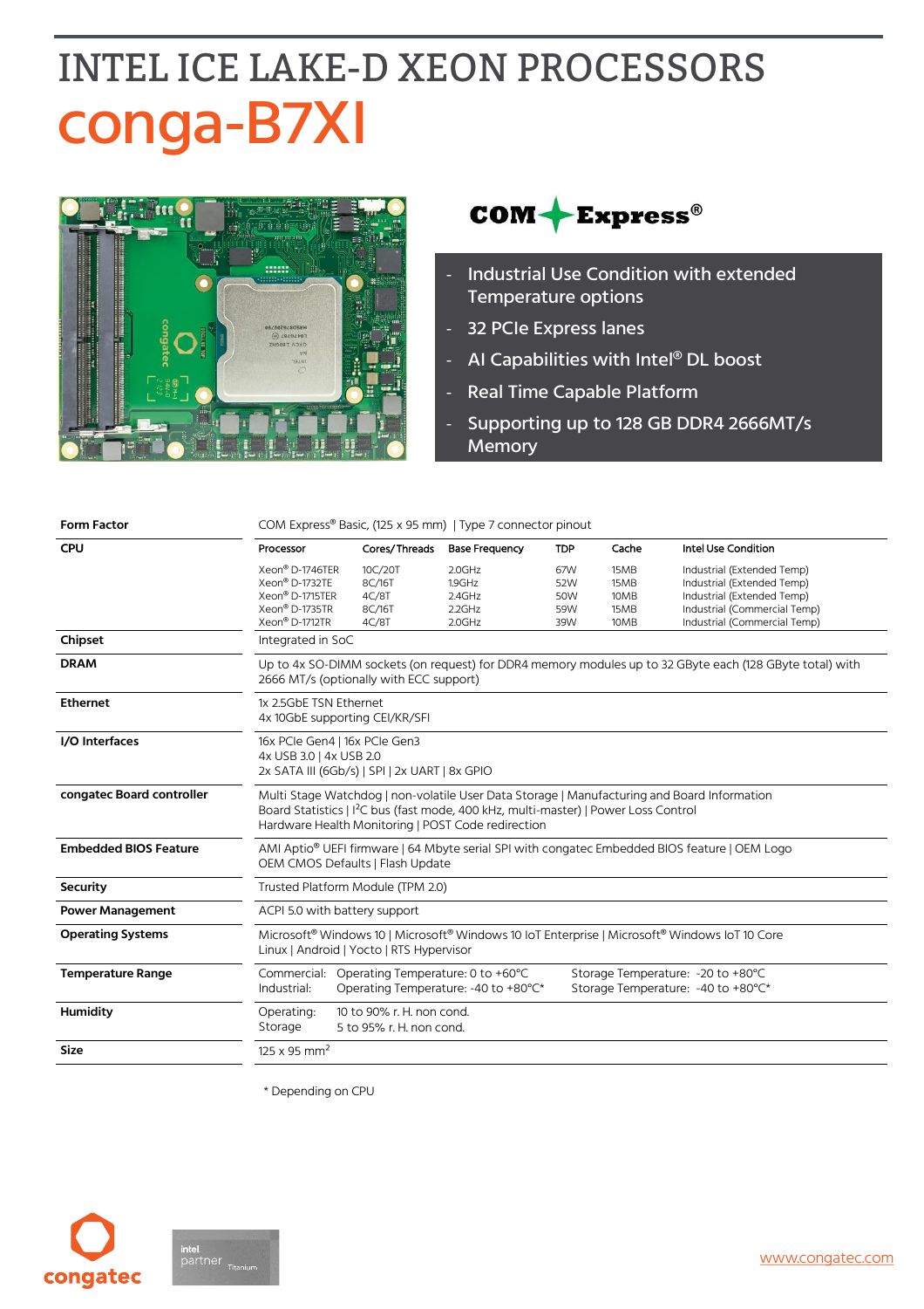# INTEL ICE LAKE-D XEON PROCESSORS

# conga-B7XI

COM Express®

- Industrial Use Condition with extended Temperature options
- 32 PCIe Express lanes
- AI Capabilities with Intel® DL boost
- Real Time Capable Platform
- Supporting up to 128 GB DDR4 2666MT/s Memory

| | |
|---|---|
| **Form Factor** | COM Express® Basic, (125 x 95 mm) \| Type 7 connector pinout |
| **CPU** | **Processor** / **Cores/Threads** / **Base Frequency** / **TDP** / **Cache** / **Intel Use Condition**<br>Xeon® D-1746TER / 10C/20T / 2.0GHz / 67W / 15MB / Industrial (Extended Temp)<br>Xeon® D-1732TE / 8C/16T / 1.9GHz / 52W / 15MB / Industrial (Extended Temp)<br>Xeon® D-1715TER / 4C/8T / 2.4GHz / 50W / 10MB / Industrial (Extended Temp)<br>Xeon® D-1735TR / 8C/16T / 2.2GHz / 59W / 15MB / Industrial (Commercial Temp)<br>Xeon® D-1712TR / 4C/8T / 2.0GHz / 39W / 10MB / Industrial (Commercial Temp) |
| **Chipset** | Integrated in SoC |
| **DRAM** | Up to 4x SO-DIMM sockets (on request) for DDR4 memory modules up to 32 GByte each (128 GByte total) with 2666 MT/s (optionally with ECC support) |
| **Ethernet** | 1x 2.5GbE TSN Ethernet<br>4x 10GbE supporting CEI/KR/SFI |
| **I/O Interfaces** | 16x PCIe Gen4 \| 16x PCIe Gen3<br>4x USB 3.0 \| 4x USB 2.0<br>2x SATA III (6Gb/s) \| SPI \| 2x UART \| 8x GPIO |
| **congatec Board controller** | Multi Stage Watchdog \| non-volatile User Data Storage \| Manufacturing and Board Information<br>Board Statistics \| I²C bus (fast mode, 400 kHz, multi-master) \| Power Loss Control<br>Hardware Health Monitoring \| POST Code redirection |
| **Embedded BIOS Feature** | AMI Aptio® UEFI firmware \| 64 Mbyte serial SPI with congatec Embedded BIOS feature \| OEM Logo<br>OEM CMOS Defaults \| Flash Update |
| **Security** | Trusted Platform Module (TPM 2.0) |
| **Power Management** | ACPI 5.0 with battery support |
| **Operating Systems** | Microsoft® Windows 10 \| Microsoft® Windows 10 IoT Enterprise \| Microsoft® Windows IoT 10 Core<br>Linux \| Android \| Yocto \| RTS Hypervisor |
| **Temperature Range** | Commercial: Operating Temperature: 0 to +60°C — Storage Temperature: -20 to +80°C<br>Industrial: Operating Temperature: -40 to +80°C* — Storage Temperature: -40 to +80°C* |
| **Humidity** | Operating: 10 to 90% r. H. non cond.<br>Storage: 5 to 95% r. H. non cond. |
| **Size** | 125 x 95 mm² |

\* Depending on CPU

congatec

intel partner Titanium

www.congatec.com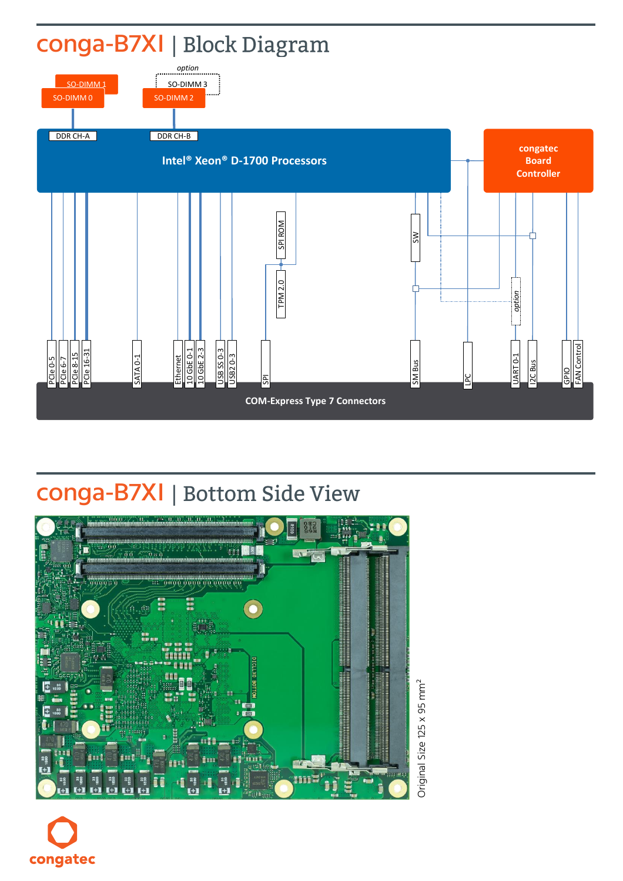# conga-B7XI | Block Diagram

option

SO-DIMM 1

SO-DIMM 0

SO-DIMM 3

SO-DIMM 2

DDR CH-A

DDR CH-B

Intel® Xeon® D-1700 Processors

congatec Board Controller

SPI ROM

TPM 2.0

SW

option

PCIe 0-5 | PCIe 6-7 | PCIe 8-15 | PCIe 16-31 | SATA 0-1 | Ethernet | 10 GbE 0-1 | 10 GbE 2-3 | USB SS 0-3 | USB2 0-3 | SPI | SM Bus | LPC | UART 0-1 | I2C Bus | GPIO | FAN Control

COM-Express Type 7 Connectors

# conga-B7XI | Bottom Side View

Original Size 125 x 95 mm²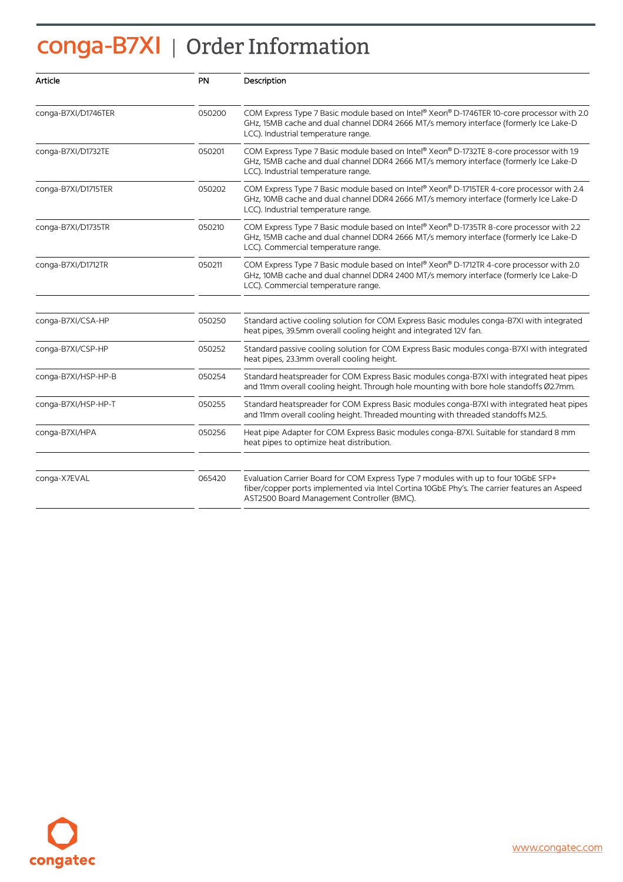# conga-B7XI | Order Information

| Article | PN | Description |
|---|---|---|
| conga-B7XI/D1746TER | 050200 | COM Express Type 7 Basic module based on Intel® Xeon® D-1746TER 10-core processor with 2.0 GHz, 15MB cache and dual channel DDR4 2666 MT/s memory interface (formerly Ice Lake-D LCC). Industrial temperature range. |
| conga-B7XI/D1732TE | 050201 | COM Express Type 7 Basic module based on Intel® Xeon® D-1732TE 8-core processor with 1.9 GHz, 15MB cache and dual channel DDR4 2666 MT/s memory interface (formerly Ice Lake-D LCC). Industrial temperature range. |
| conga-B7XI/D1715TER | 050202 | COM Express Type 7 Basic module based on Intel® Xeon® D-1715TER 4-core processor with 2.4 GHz, 10MB cache and dual channel DDR4 2666 MT/s memory interface (formerly Ice Lake-D LCC). Industrial temperature range. |
| conga-B7XI/D1735TR | 050210 | COM Express Type 7 Basic module based on Intel® Xeon® D-1735TR 8-core processor with 2.2 GHz, 15MB cache and dual channel DDR4 2666 MT/s memory interface (formerly Ice Lake-D LCC). Commercial temperature range. |
| conga-B7XI/D1712TR | 050211 | COM Express Type 7 Basic module based on Intel® Xeon® D-1712TR 4-core processor with 2.0 GHz, 10MB cache and dual channel DDR4 2400 MT/s memory interface (formerly Ice Lake-D LCC). Commercial temperature range. |
| | | |
| conga-B7XI/CSA-HP | 050250 | Standard active cooling solution for COM Express Basic modules conga-B7XI with integrated heat pipes, 39.5mm overall cooling height and integrated 12V fan. |
| conga-B7XI/CSP-HP | 050252 | Standard passive cooling solution for COM Express Basic modules conga-B7XI with integrated heat pipes, 23.3mm overall cooling height. |
| conga-B7XI/HSP-HP-B | 050254 | Standard heatspreader for COM Express Basic modules conga-B7XI with integrated heat pipes and 11mm overall cooling height. Through hole mounting with bore hole standoffs Ø2.7mm. |
| conga-B7XI/HSP-HP-T | 050255 | Standard heatspreader for COM Express Basic modules conga-B7XI with integrated heat pipes and 11mm overall cooling height. Threaded mounting with threaded standoffs M2.5. |
| conga-B7XI/HPA | 050256 | Heat pipe Adapter for COM Express Basic modules conga-B7XI. Suitable for standard 8 mm heat pipes to optimize heat distribution. |
| | | |
| conga-X7EVAL | 065420 | Evaluation Carrier Board for COM Express Type 7 modules with up to four 10GbE SFP+ fiber/copper ports implemented via Intel Cortina 10GbE Phy's. The carrier features an Aspeed AST2500 Board Management Controller (BMC). |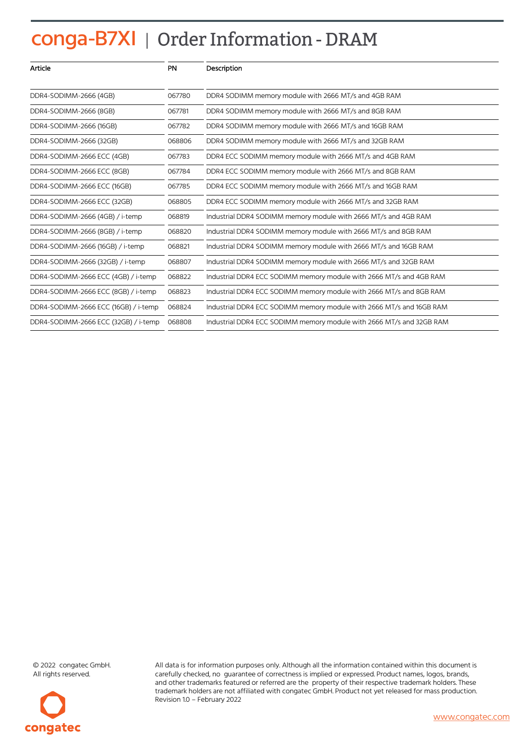# conga-B7XI | Order Information - DRAM

| Article | PN | Description |
|---|---|---|
| DDR4-SODIMM-2666 (4GB) | 067780 | DDR4 SODIMM memory module with 2666 MT/s and 4GB RAM |
| DDR4-SODIMM-2666 (8GB) | 067781 | DDR4 SODIMM memory module with 2666 MT/s and 8GB RAM |
| DDR4-SODIMM-2666 (16GB) | 067782 | DDR4 SODIMM memory module with 2666 MT/s and 16GB RAM |
| DDR4-SODIMM-2666 (32GB) | 068806 | DDR4 SODIMM memory module with 2666 MT/s and 32GB RAM |
| DDR4-SODIMM-2666 ECC (4GB) | 067783 | DDR4 ECC SODIMM memory module with 2666 MT/s and 4GB RAM |
| DDR4-SODIMM-2666 ECC (8GB) | 067784 | DDR4 ECC SODIMM memory module with 2666 MT/s and 8GB RAM |
| DDR4-SODIMM-2666 ECC (16GB) | 067785 | DDR4 ECC SODIMM memory module with 2666 MT/s and 16GB RAM |
| DDR4-SODIMM-2666 ECC (32GB) | 068805 | DDR4 ECC SODIMM memory module with 2666 MT/s and 32GB RAM |
| DDR4-SODIMM-2666 (4GB) / i-temp | 068819 | Industrial DDR4 SODIMM memory module with 2666 MT/s and 4GB RAM |
| DDR4-SODIMM-2666 (8GB) / i-temp | 068820 | Industrial DDR4 SODIMM memory module with 2666 MT/s and 8GB RAM |
| DDR4-SODIMM-2666 (16GB) / i-temp | 068821 | Industrial DDR4 SODIMM memory module with 2666 MT/s and 16GB RAM |
| DDR4-SODIMM-2666 (32GB) / i-temp | 068807 | Industrial DDR4 SODIMM memory module with 2666 MT/s and 32GB RAM |
| DDR4-SODIMM-2666 ECC (4GB) / i-temp | 068822 | Industrial DDR4 ECC SODIMM memory module with 2666 MT/s and 4GB RAM |
| DDR4-SODIMM-2666 ECC (8GB) / i-temp | 068823 | Industrial DDR4 ECC SODIMM memory module with 2666 MT/s and 8GB RAM |
| DDR4-SODIMM-2666 ECC (16GB) / i-temp | 068824 | Industrial DDR4 ECC SODIMM memory module with 2666 MT/s and 16GB RAM |
| DDR4-SODIMM-2666 ECC (32GB) / i-temp | 068808 | Industrial DDR4 ECC SODIMM memory module with 2666 MT/s and 32GB RAM |

© 2022 congatec GmbH.
All rights reserved.

All data is for information purposes only. Although all the information contained within this document is carefully checked, no guarantee of correctness is implied or expressed. Product names, logos, brands, and other trademarks featured or referred are the property of their respective trademark holders. These trademark holders are not affiliated with congatec GmbH. Product not yet released for mass production.
Revision 1.0 – February 2022

congatec

www.congatec.com